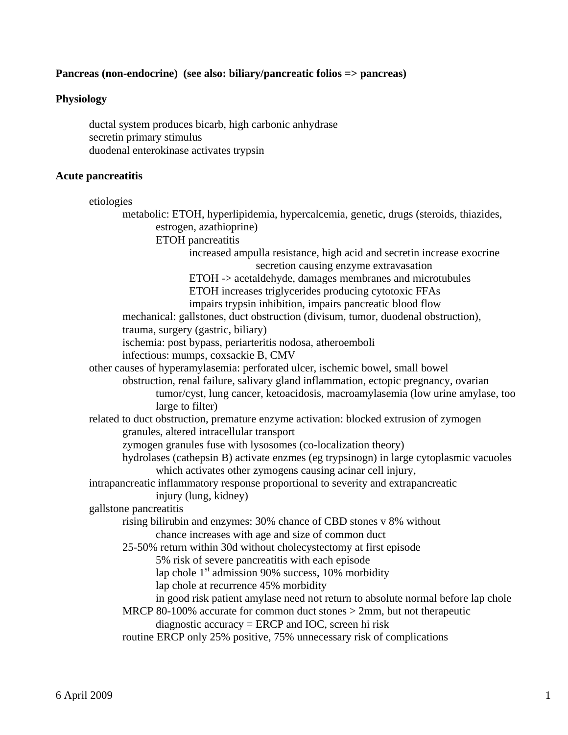**Pancreas (non-endocrine) (see also: biliary/pancreatic folios => pancreas)**

**Physiology**

- ductal system produces bicarb, high carbonic anhydrase
- secretin primary stimulus
- duodenal enterokinase activates trypsin

**Acute pancreatitis**

- etiologies
  - metabolic: ETOH, hyperlipidemia, hypercalcemia, genetic, drugs (steroids, thiazides, estrogen, azathioprine)
    - ETOH pancreatitis
      - increased ampulla resistance, high acid and secretin increase exocrine secretion causing enzyme extravasation
      - ETOH -> acetaldehyde, damages membranes and microtubules
      - ETOH increases triglycerides producing cytotoxic FFAs
      - impairs trypsin inhibition, impairs pancreatic blood flow
  - mechanical: gallstones, duct obstruction (divisum, tumor, duodenal obstruction), trauma, surgery (gastric, biliary)
  - ischemia: post bypass, periarteritis nodosa, atheroemboli
  - infectious: mumps, coxsackie B, CMV
- other causes of hyperamylasemia: perforated ulcer, ischemic bowel, small bowel obstruction, renal failure, salivary gland inflammation, ectopic pregnancy, ovarian tumor/cyst, lung cancer, ketoacidosis, macroamylasemia (low urine amylase, too large to filter)
- related to duct obstruction, premature enzyme activation: blocked extrusion of zymogen granules, altered intracellular transport
  - zymogen granules fuse with lysosomes (co-localization theory)
  - hydrolases (cathepsin B) activate enzmes (eg trypsinogn) in large cytoplasmic vacuoles which activates other zymogens causing acinar cell injury,
- intrapancreatic inflammatory response proportional to severity and extrapancreatic injury (lung, kidney)
- gallstone pancreatitis
  - rising bilirubin and enzymes: 30% chance of CBD stones v 8% without
    - chance increases with age and size of common duct
  - 25-50% return within 30d without cholecystectomy at first episode
    - 5% risk of severe pancreatitis with each episode
    - lap chole 1st admission 90% success, 10% morbidity
    - lap chole at recurrence 45% morbidity
    - in good risk patient amylase need not return to absolute normal before lap chole
  - MRCP 80-100% accurate for common duct stones > 2mm, but not therapeutic
    - diagnostic accuracy = ERCP and IOC, screen hi risk
  - routine ERCP only 25% positive, 75% unnecessary risk of complications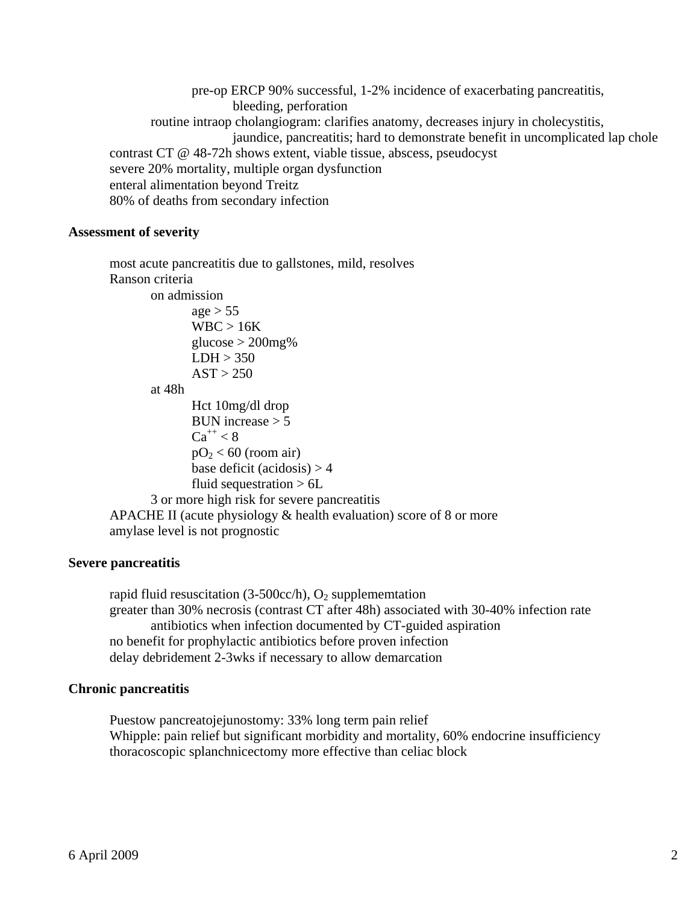- pre-op ERCP 90% successful, 1-2% incidence of exacerbating pancreatitis, bleeding, perforation
- routine intraop cholangiogram: clarifies anatomy, decreases injury in cholecystitis, jaundice, pancreatitis; hard to demonstrate benefit in uncomplicated lap chole
- contrast CT @ 48-72h shows extent, viable tissue, abscess, pseudocyst
- severe 20% mortality, multiple organ dysfunction
- enteral alimentation beyond Treitz
- 80% of deaths from secondary infection

**Assessment of severity**

- most acute pancreatitis due to gallstones, mild, resolves
- Ranson criteria
  - on admission
    - age > 55
    - WBC > 16K
    - glucose > 200mg%
    - LDH > 350
    - AST > 250
  - at 48h
    - Hct 10mg/dl drop
    - BUN increase > 5
    - $Ca^{++} < 8$
    - $pO_2 < 60$ (room air)
    - base deficit (acidosis) > 4
    - fluid sequestration > 6L
  - 3 or more high risk for severe pancreatitis
- APACHE II (acute physiology & health evaluation) score of 8 or more
- amylase level is not prognostic

**Severe pancreatitis**

- rapid fluid resuscitation (3-500cc/h), $O_2$ supplememtation
- greater than 30% necrosis (contrast CT after 48h) associated with 30-40% infection rate
  - antibiotics when infection documented by CT-guided aspiration
- no benefit for prophylactic antibiotics before proven infection
- delay debridement 2-3wks if necessary to allow demarcation

**Chronic pancreatitis**

- Puestow pancreatojejunostomy: 33% long term pain relief
- Whipple: pain relief but significant morbidity and mortality, 60% endocrine insufficiency
- thoracoscopic splanchnicectomy more effective than celiac block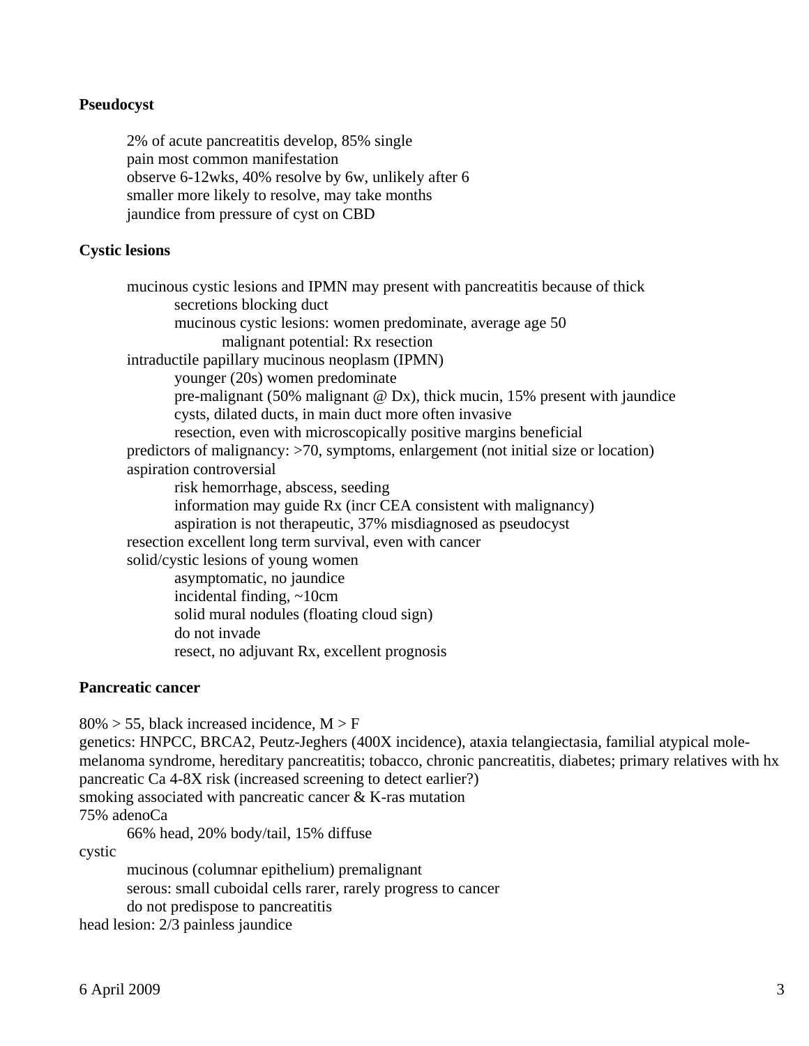**Pseudocyst**

- 2% of acute pancreatitis develop, 85% single
- pain most common manifestation
- observe 6-12wks, 40% resolve by 6w, unlikely after 6
- smaller more likely to resolve, may take months
- jaundice from pressure of cyst on CBD

**Cystic lesions**

- mucinous cystic lesions and IPMN may present with pancreatitis because of thick
  - secretions blocking duct
  - mucinous cystic lesions: women predominate, average age 50
    - malignant potential: Rx resection
- intraductile papillary mucinous neoplasm (IPMN)
  - younger (20s) women predominate
  - pre-malignant (50% malignant @ Dx), thick mucin, 15% present with jaundice
  - cysts, dilated ducts, in main duct more often invasive
  - resection, even with microscopically positive margins beneficial
- predictors of malignancy: >70, symptoms, enlargement (not initial size or location)
- aspiration controversial
  - risk hemorrhage, abscess, seeding
  - information may guide Rx (incr CEA consistent with malignancy)
  - aspiration is not therapeutic, 37% misdiagnosed as pseudocyst
- resection excellent long term survival, even with cancer
- solid/cystic lesions of young women
  - asymptomatic, no jaundice
  - incidental finding, ~10cm
  - solid mural nodules (floating cloud sign)
  - do not invade
  - resect, no adjuvant Rx, excellent prognosis

**Pancreatic cancer**

80% > 55, black increased incidence, M > F

genetics: HNPCC, BRCA2, Peutz-Jeghers (400X incidence), ataxia telangiectasia, familial atypical mole-melanoma syndrome, hereditary pancreatitis; tobacco, chronic pancreatitis, diabetes; primary relatives with hx pancreatic Ca 4-8X risk (increased screening to detect earlier?)

smoking associated with pancreatic cancer & K-ras mutation

75% adenoCa
- 66% head, 20% body/tail, 15% diffuse

cystic
- mucinous (columnar epithelium) premalignant
- serous: small cuboidal cells rarer, rarely progress to cancer
- do not predispose to pancreatitis

head lesion: 2/3 painless jaundice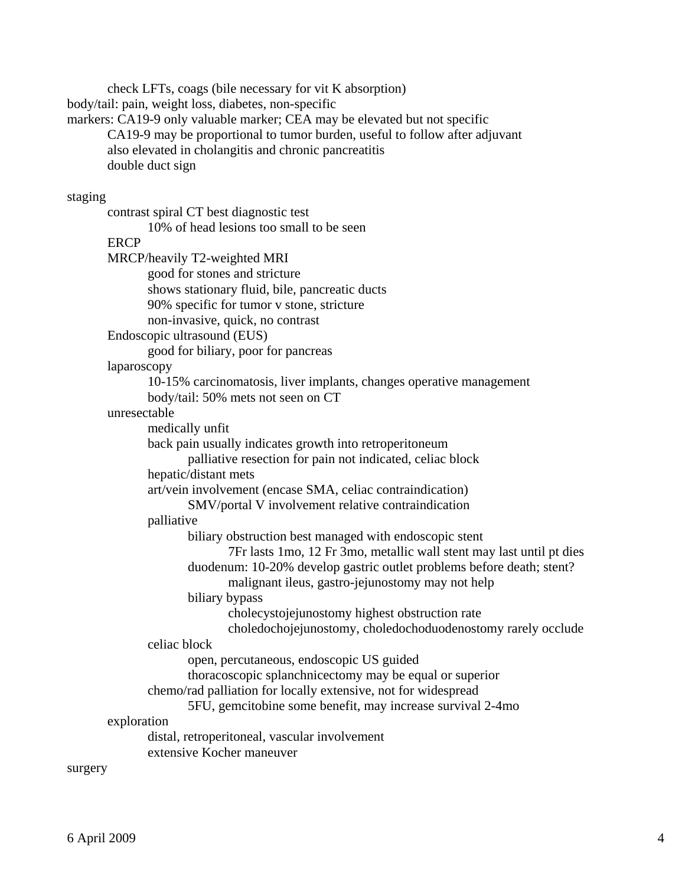- check LFTs, coags (bile necessary for vit K absorption)

body/tail: pain, weight loss, diabetes, non-specific

markers: CA19-9 only valuable marker; CEA may be elevated but not specific

- CA19-9 may be proportional to tumor burden, useful to follow after adjuvant
- also elevated in cholangitis and chronic pancreatitis
- double duct sign

staging

- contrast spiral CT best diagnostic test
  - 10% of head lesions too small to be seen
- ERCP
- MRCP/heavily T2-weighted MRI
  - good for stones and stricture
  - shows stationary fluid, bile, pancreatic ducts
  - 90% specific for tumor v stone, stricture
  - non-invasive, quick, no contrast
- Endoscopic ultrasound (EUS)
  - good for biliary, poor for pancreas
- laparoscopy
  - 10-15% carcinomatosis, liver implants, changes operative management
  - body/tail: 50% mets not seen on CT
- unresectable
  - medically unfit
  - back pain usually indicates growth into retroperitoneum
    - palliative resection for pain not indicated, celiac block
  - hepatic/distant mets
  - art/vein involvement (encase SMA, celiac contraindication)
    - SMV/portal V involvement relative contraindication
  - palliative
    - biliary obstruction best managed with endoscopic stent
      - 7Fr lasts 1mo, 12 Fr 3mo, metallic wall stent may last until pt dies
    - duodenum: 10-20% develop gastric outlet problems before death; stent?
      - malignant ileus, gastro-jejunostomy may not help
    - biliary bypass
      - cholecystojejunostomy highest obstruction rate
      - choledochojejunostomy, choledochoduodenostomy rarely occlude
  - celiac block
    - open, percutaneous, endoscopic US guided
    - thoracoscopic splanchnicectomy may be equal or superior
  - chemo/rad palliation for locally extensive, not for widespread
    - 5FU, gemcitobine some benefit, may increase survival 2-4mo
- exploration
  - distal, retroperitoneal, vascular involvement
  - extensive Kocher maneuver

surgery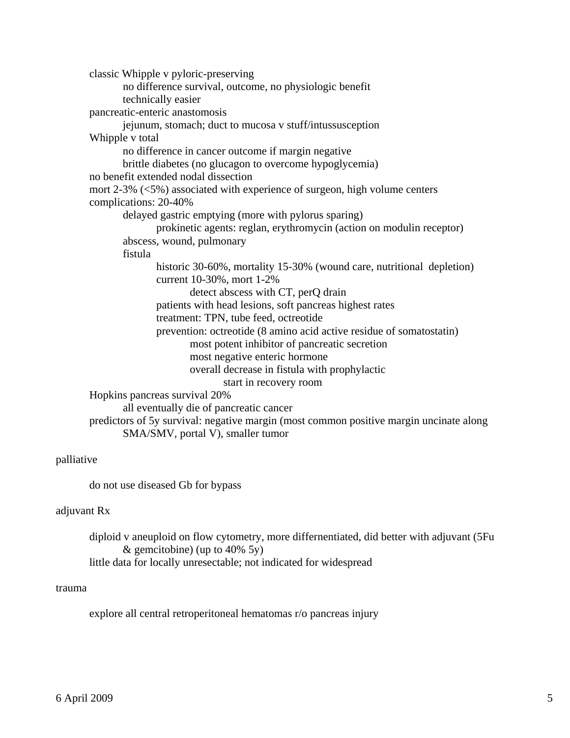- classic Whipple v pyloric-preserving
  - no difference survival, outcome, no physiologic benefit
  - technically easier
- pancreatic-enteric anastomosis
  - jejunum, stomach; duct to mucosa v stuff/intussusception
- Whipple v total
  - no difference in cancer outcome if margin negative
  - brittle diabetes (no glucagon to overcome hypoglycemia)
- no benefit extended nodal dissection
- mort 2-3% (<5%) associated with experience of surgeon, high volume centers
- complications: 20-40%
  - delayed gastric emptying (more with pylorus sparing)
    - prokinetic agents: reglan, erythromycin (action on modulin receptor)
  - abscess, wound, pulmonary
  - fistula
    - historic 30-60%, mortality 15-30% (wound care, nutritional depletion)
    - current 10-30%, mort 1-2%
      - detect abscess with CT, perQ drain
    - patients with head lesions, soft pancreas highest rates
    - treatment: TPN, tube feed, octreotide
    - prevention: octreotide (8 amino acid active residue of somatostatin)
      - most potent inhibitor of pancreatic secretion
      - most negative enteric hormone
      - overall decrease in fistula with prophylactic
        - start in recovery room
- Hopkins pancreas survival 20%
  - all eventually die of pancreatic cancer
- predictors of 5y survival: negative margin (most common positive margin uncinate along SMA/SMV, portal V), smaller tumor

palliative

- do not use diseased Gb for bypass

adjuvant Rx

- diploid v aneuploid on flow cytometry, more differnentiated, did better with adjuvant (5Fu & gemcitobine) (up to 40% 5y)
- little data for locally unresectable; not indicated for widespread

trauma

- explore all central retroperitoneal hematomas r/o pancreas injury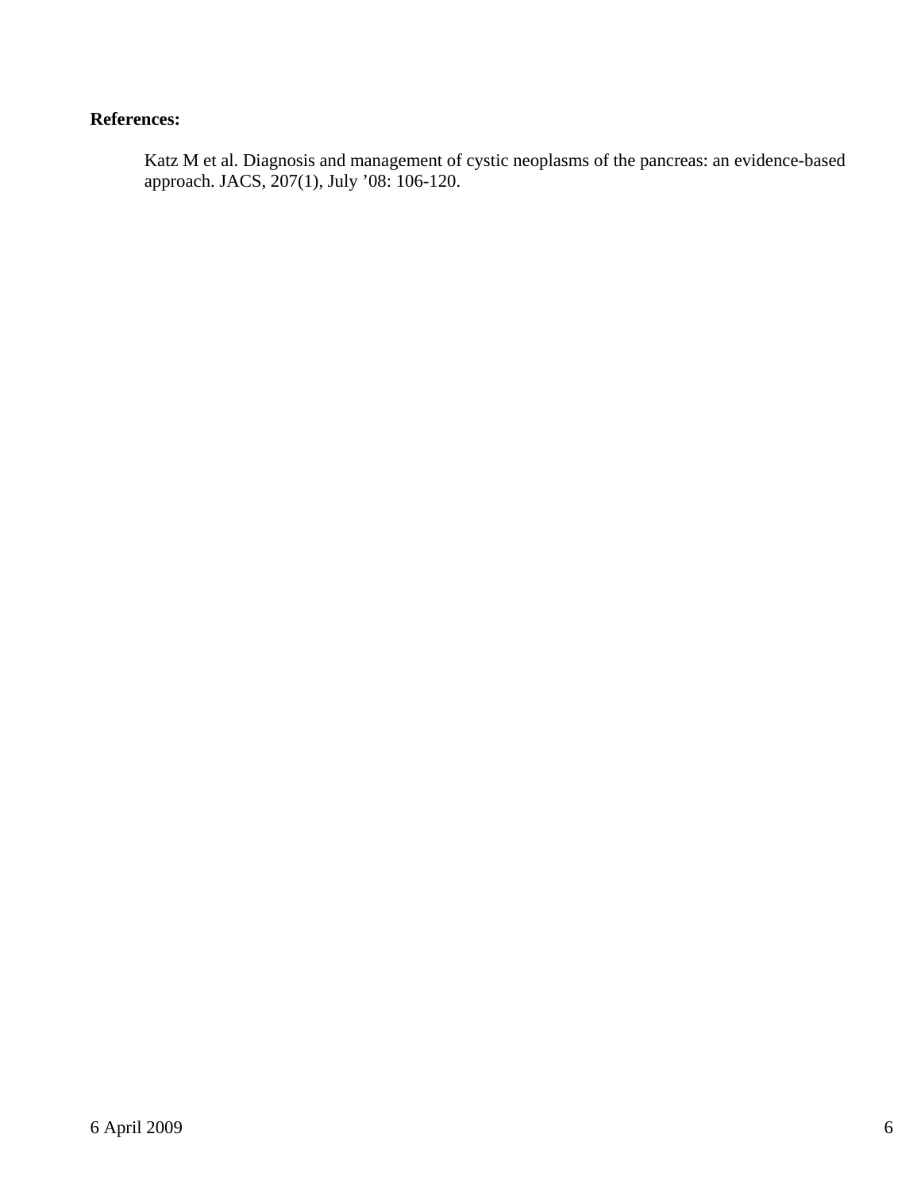**References:**

Katz M et al. Diagnosis and management of cystic neoplasms of the pancreas: an evidence-based approach. JACS, 207(1), July ’08: 106-120.